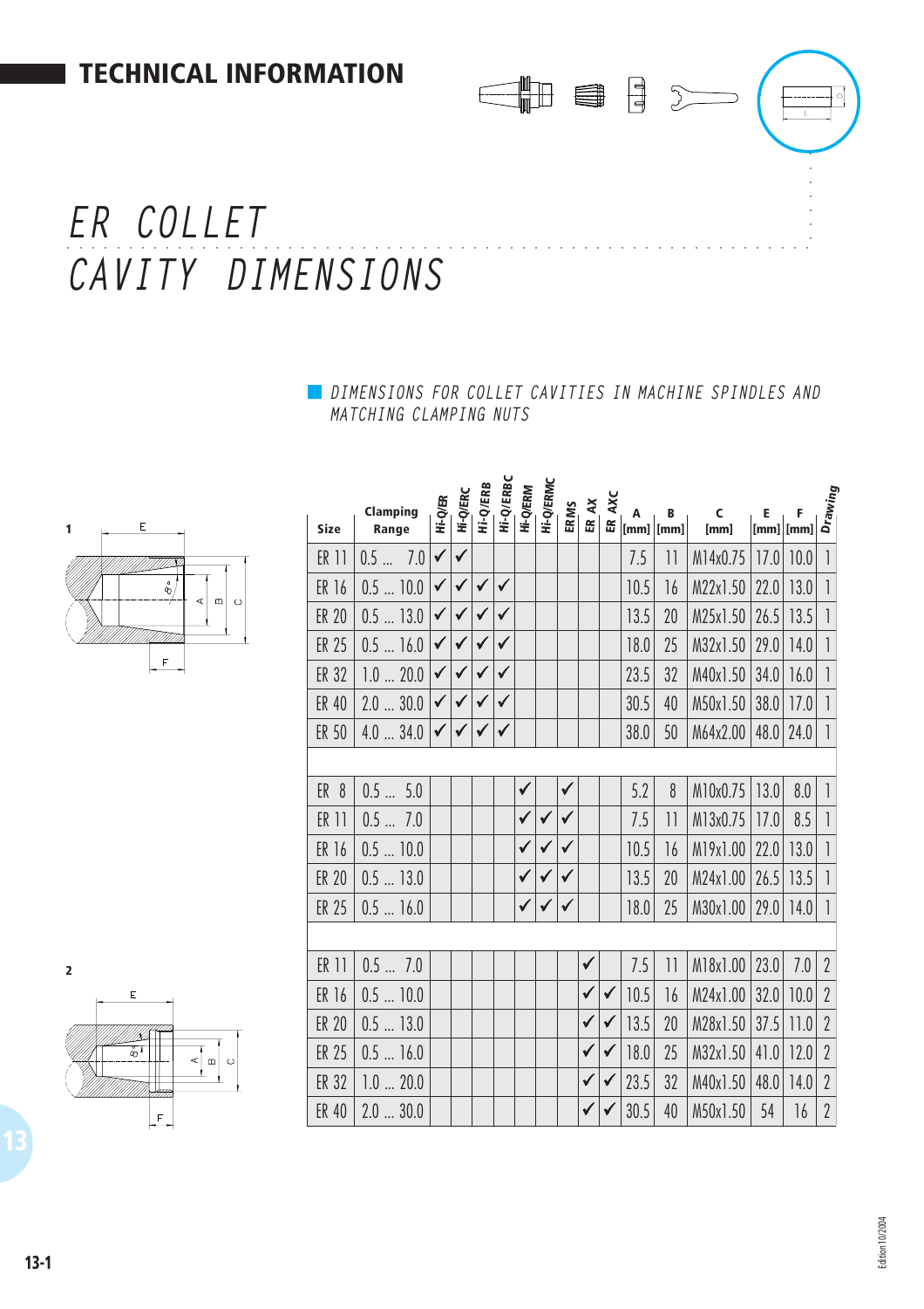# TECHNICAL INFORMATION

# *ER COLLET CAVITY DIMENSIONS*

## *DIMENSIONS FOR COLLET CAVITIES IN MACHINE SPINDLES AND MATCHING CLAMPING NUTS*

| Size | Clamping Range | Hi-Q/ER | Hi-Q/ERC | Hi-Q/ERB | Hi-Q/ERBC | Hi-Q/ERM | Hi-Q/ERMC | ER MS | ER AX | ER AXC | A [mm] | B [mm] | C [mm] | E [mm] | F [mm] | Drawing |
|---|---|---|---|---|---|---|---|---|---|---|---|---|---|---|---|---|
| ER 11 | 0.5 ... 7.0 | ✓ | ✓ | | | | | | | | 7.5 | 11 | M14x0.75 | 17.0 | 10.0 | 1 |
| ER 16 | 0.5 ... 10.0 | ✓ | ✓ | ✓ | ✓ | | | | | | 10.5 | 16 | M22x1.50 | 22.0 | 13.0 | 1 |
| ER 20 | 0.5 ... 13.0 | ✓ | ✓ | ✓ | ✓ | | | | | | 13.5 | 20 | M25x1.50 | 26.5 | 13.5 | 1 |
| ER 25 | 0.5 ... 16.0 | ✓ | ✓ | ✓ | ✓ | | | | | | 18.0 | 25 | M32x1.50 | 29.0 | 14.0 | 1 |
| ER 32 | 1.0 ... 20.0 | ✓ | ✓ | ✓ | ✓ | | | | | | 23.5 | 32 | M40x1.50 | 34.0 | 16.0 | 1 |
| ER 40 | 2.0 ... 30.0 | ✓ | ✓ | ✓ | ✓ | | | | | | 30.5 | 40 | M50x1.50 | 38.0 | 17.0 | 1 |
| ER 50 | 4.0 ... 34.0 | ✓ | ✓ | ✓ | ✓ | | | | | | 38.0 | 50 | M64x2.00 | 48.0 | 24.0 | 1 |
| | | | | | | | | | | | | | | | | |
| ER 8 | 0.5 ... 5.0 | | | | | ✓ | | ✓ | | | 5.2 | 8 | M10x0.75 | 13.0 | 8.0 | 1 |
| ER 11 | 0.5 ... 7.0 | | | | | ✓ | ✓ | ✓ | | | 7.5 | 11 | M13x0.75 | 17.0 | 8.5 | 1 |
| ER 16 | 0.5 ... 10.0 | | | | | ✓ | ✓ | ✓ | | | 10.5 | 16 | M19x1.00 | 22.0 | 13.0 | 1 |
| ER 20 | 0.5 ... 13.0 | | | | | ✓ | ✓ | ✓ | | | 13.5 | 20 | M24x1.00 | 26.5 | 13.5 | 1 |
| ER 25 | 0.5 ... 16.0 | | | | | ✓ | ✓ | ✓ | | | 18.0 | 25 | M30x1.00 | 29.0 | 14.0 | 1 |
| | | | | | | | | | | | | | | | | |
| ER 11 | 0.5 ... 7.0 | | | | | | | | ✓ | | 7.5 | 11 | M18x1.00 | 23.0 | 7.0 | 2 |
| ER 16 | 0.5 ... 10.0 | | | | | | | | ✓ | ✓ | 10.5 | 16 | M24x1.00 | 32.0 | 10.0 | 2 |
| ER 20 | 0.5 ... 13.0 | | | | | | | | ✓ | ✓ | 13.5 | 20 | M28x1.50 | 37.5 | 11.0 | 2 |
| ER 25 | 0.5 ... 16.0 | | | | | | | | ✓ | ✓ | 18.0 | 25 | M32x1.50 | 41.0 | 12.0 | 2 |
| ER 32 | 1.0 ... 20.0 | | | | | | | | ✓ | ✓ | 23.5 | 32 | M40x1.50 | 48.0 | 14.0 | 2 |
| ER 40 | 2.0 ... 30.0 | | | | | | | | ✓ | ✓ | 30.5 | 40 | M50x1.50 | 54 | 16 | 2 |

Edition 10/2004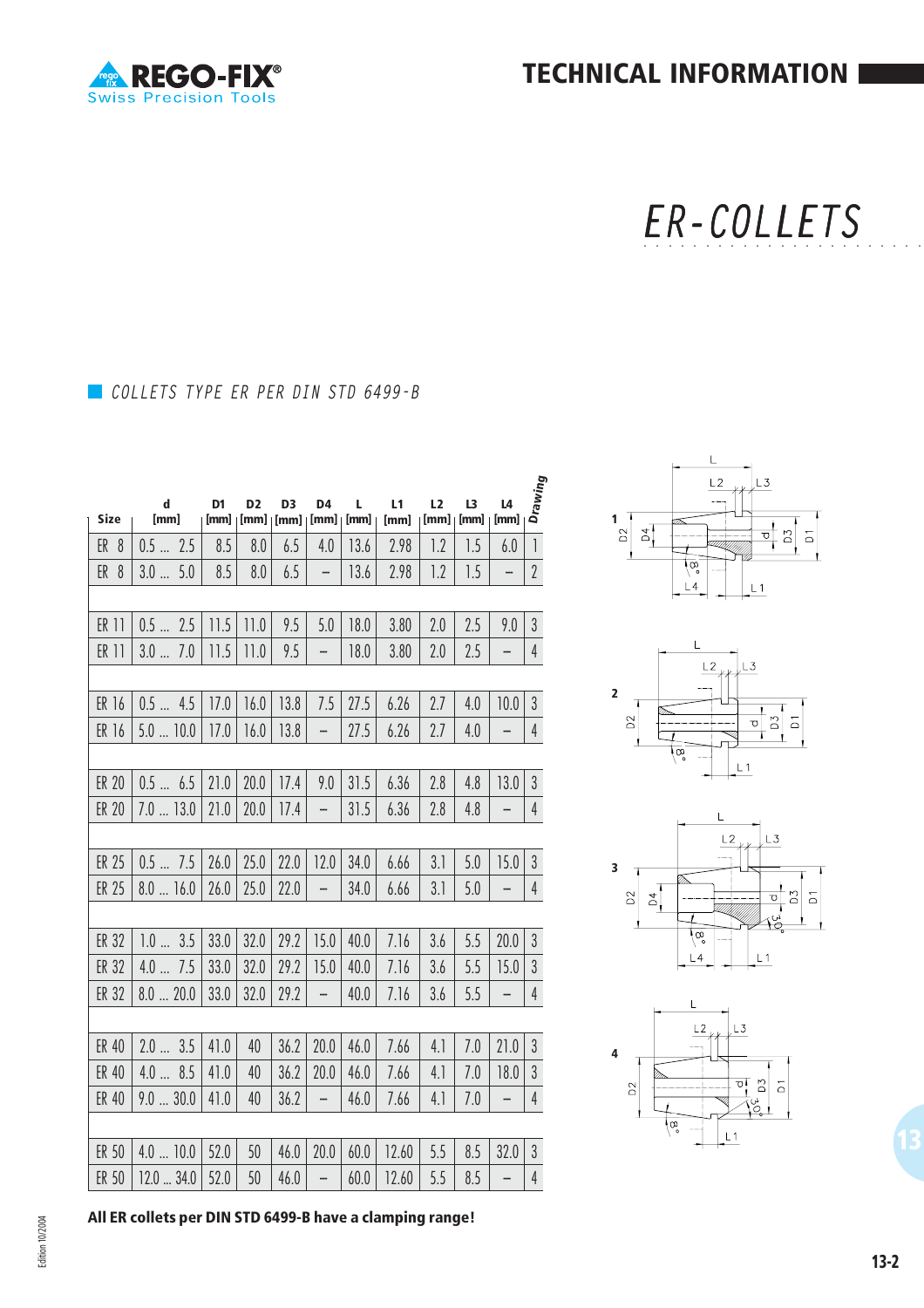# ER-COLLETS

## COLLETS TYPE ER PER DIN STD 6499-B

| Size | d [mm] | D1 [mm] | D2 [mm] | D3 [mm] | D4 [mm] | L [mm] | L1 [mm] | L2 [mm] | L3 [mm] | L4 [mm] | Drawing |
|---|---|---|---|---|---|---|---|---|---|---|---|
| ER 8 | 0.5 ... 2.5 | 8.5 | 8.0 | 6.5 | 4.0 | 13.6 | 2.98 | 1.2 | 1.5 | 6.0 | 1 |
| ER 8 | 3.0 ... 5.0 | 8.5 | 8.0 | 6.5 | – | 13.6 | 2.98 | 1.2 | 1.5 | – | 2 |
| ER 11 | 0.5 ... 2.5 | 11.5 | 11.0 | 9.5 | 5.0 | 18.0 | 3.80 | 2.0 | 2.5 | 9.0 | 3 |
| ER 11 | 3.0 ... 7.0 | 11.5 | 11.0 | 9.5 | – | 18.0 | 3.80 | 2.0 | 2.5 | – | 4 |
| ER 16 | 0.5 ... 4.5 | 17.0 | 16.0 | 13.8 | 7.5 | 27.5 | 6.26 | 2.7 | 4.0 | 10.0 | 3 |
| ER 16 | 5.0 ... 10.0 | 17.0 | 16.0 | 13.8 | – | 27.5 | 6.26 | 2.7 | 4.0 | – | 4 |
| ER 20 | 0.5 ... 6.5 | 21.0 | 20.0 | 17.4 | 9.0 | 31.5 | 6.36 | 2.8 | 4.8 | 13.0 | 3 |
| ER 20 | 7.0 ... 13.0 | 21.0 | 20.0 | 17.4 | – | 31.5 | 6.36 | 2.8 | 4.8 | – | 4 |
| ER 25 | 0.5 ... 7.5 | 26.0 | 25.0 | 22.0 | 12.0 | 34.0 | 6.66 | 3.1 | 5.0 | 15.0 | 3 |
| ER 25 | 8.0 ... 16.0 | 26.0 | 25.0 | 22.0 | – | 34.0 | 6.66 | 3.1 | 5.0 | – | 4 |
| ER 32 | 1.0 ... 3.5 | 33.0 | 32.0 | 29.2 | 15.0 | 40.0 | 7.16 | 3.6 | 5.5 | 20.0 | 3 |
| ER 32 | 4.0 ... 7.5 | 33.0 | 32.0 | 29.2 | 15.0 | 40.0 | 7.16 | 3.6 | 5.5 | 15.0 | 3 |
| ER 32 | 8.0 ... 20.0 | 33.0 | 32.0 | 29.2 | – | 40.0 | 7.16 | 3.6 | 5.5 | – | 4 |
| ER 40 | 2.0 ... 3.5 | 41.0 | 40 | 36.2 | 20.0 | 46.0 | 7.66 | 4.1 | 7.0 | 21.0 | 3 |
| ER 40 | 4.0 ... 8.5 | 41.0 | 40 | 36.2 | 20.0 | 46.0 | 7.66 | 4.1 | 7.0 | 18.0 | 3 |
| ER 40 | 9.0 ... 30.0 | 41.0 | 40 | 36.2 | – | 46.0 | 7.66 | 4.1 | 7.0 | – | 4 |
| ER 50 | 4.0 ... 10.0 | 52.0 | 50 | 46.0 | 20.0 | 60.0 | 12.60 | 5.5 | 8.5 | 32.0 | 3 |
| ER 50 | 12.0 ... 34.0 | 52.0 | 50 | 46.0 | – | 60.0 | 12.60 | 5.5 | 8.5 | – | 4 |

**All ER collets per DIN STD 6499-B have a clamping range!**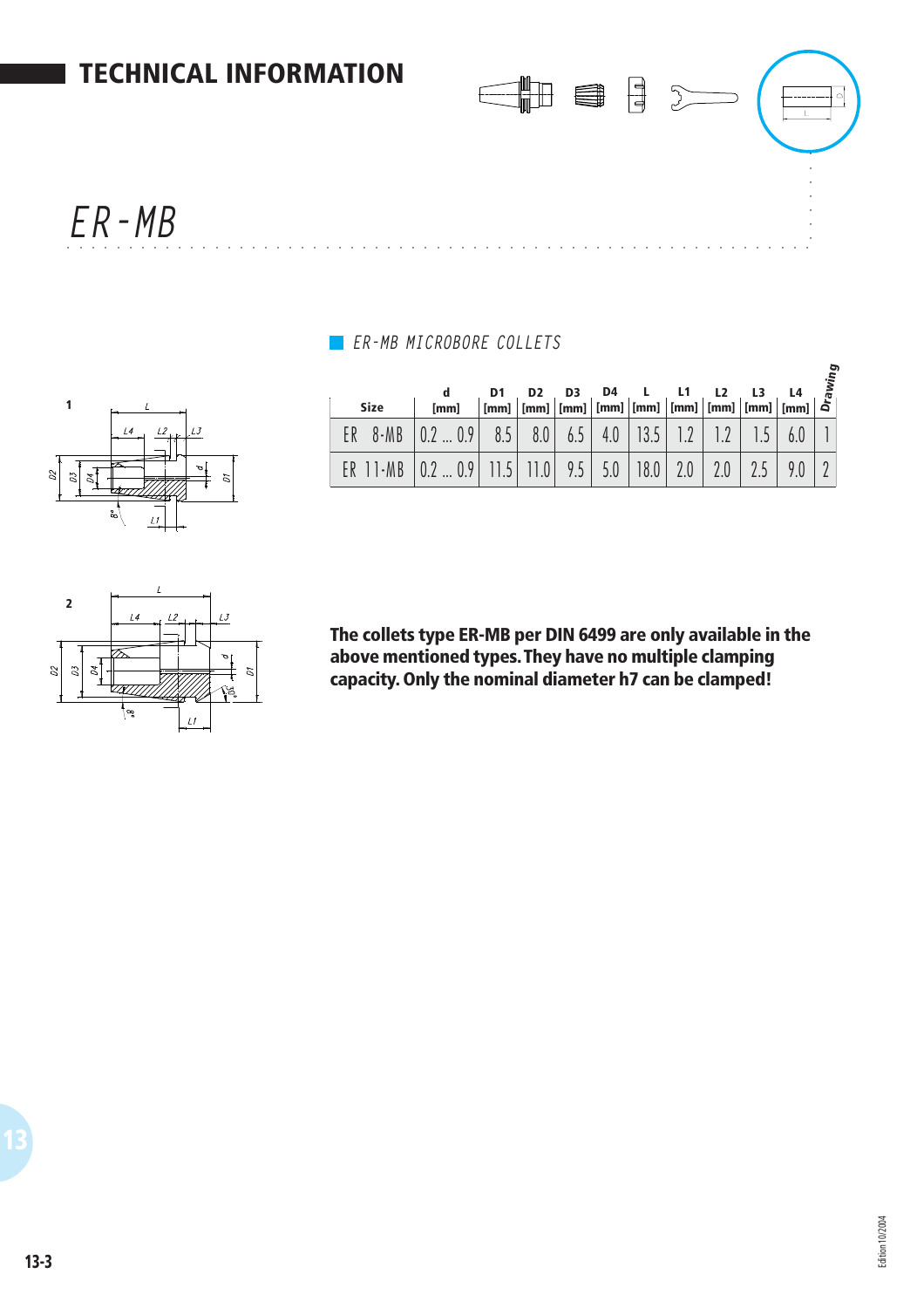# TECHNICAL INFORMATION

# ER-MB

## ER-MB MICROBORE COLLETS

| Size | d [mm] | D1 [mm] | D2 [mm] | D3 [mm] | D4 [mm] | L [mm] | L1 [mm] | L2 [mm] | L3 [mm] | L4 [mm] | Drawing |
|---|---|---|---|---|---|---|---|---|---|---|---|
| ER 8-MB | 0.2 ... 0.9 | 8.5 | 8.0 | 6.5 | 4.0 | 13.5 | 1.2 | 1.2 | 1.5 | 6.0 | 1 |
| ER 11-MB | 0.2 ... 0.9 | 11.5 | 11.0 | 9.5 | 5.0 | 18.0 | 2.0 | 2.0 | 2.5 | 9.0 | 2 |

**The collets type ER-MB per DIN 6499 are only available in the above mentioned types. They have no multiple clamping capacity. Only the nominal diameter h7 can be clamped!**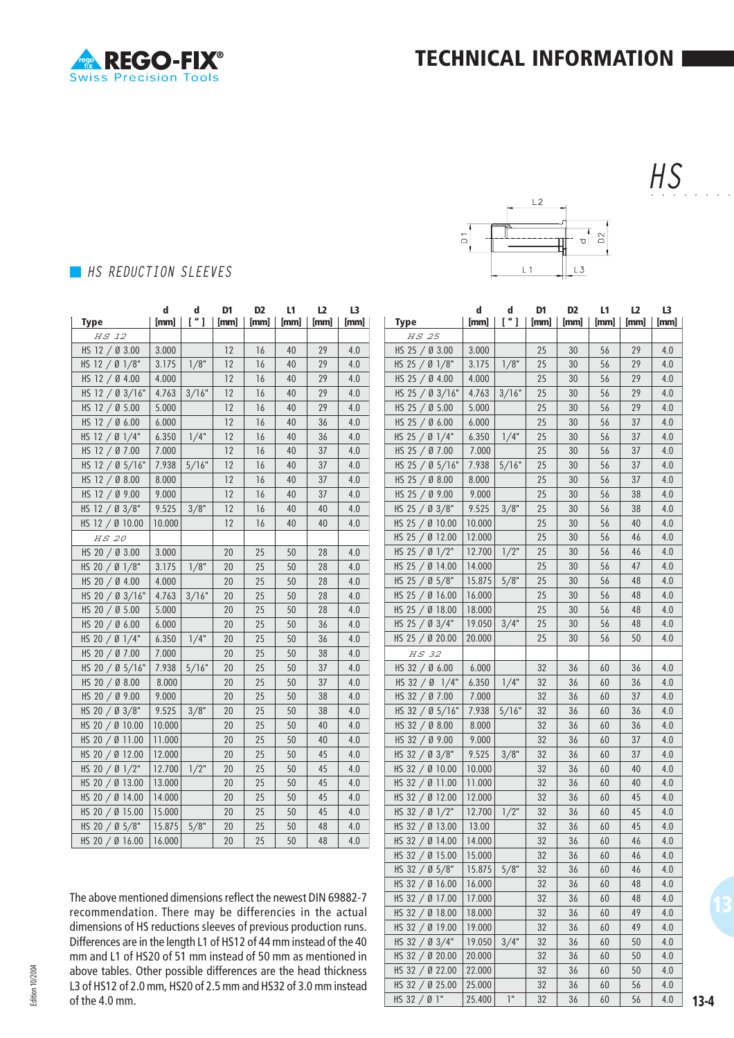# TECHNICAL INFORMATION

## HS

### HS REDUCTION SLEEVES

| Type | d [mm] | d [ " ] | D1 [mm] | D2 [mm] | L1 [mm] | L2 [mm] | L3 [mm] |
|---|---|---|---|---|---|---|---|
| *HS 12* | | | | | | | |
| HS 12 / Ø 3.00 | 3.000 | | 12 | 16 | 40 | 29 | 4.0 |
| HS 12 / Ø 1/8" | 3.175 | 1/8" | 12 | 16 | 40 | 29 | 4.0 |
| HS 12 / Ø 4.00 | 4.000 | | 12 | 16 | 40 | 29 | 4.0 |
| HS 12 / Ø 3/16" | 4.763 | 3/16" | 12 | 16 | 40 | 29 | 4.0 |
| HS 12 / Ø 5.00 | 5.000 | | 12 | 16 | 40 | 29 | 4.0 |
| HS 12 / Ø 6.00 | 6.000 | | 12 | 16 | 40 | 36 | 4.0 |
| HS 12 / Ø 1/4" | 6.350 | 1/4" | 12 | 16 | 40 | 36 | 4.0 |
| HS 12 / Ø 7.00 | 7.000 | | 12 | 16 | 40 | 37 | 4.0 |
| HS 12 / Ø 5/16" | 7.938 | 5/16" | 12 | 16 | 40 | 37 | 4.0 |
| HS 12 / Ø 8.00 | 8.000 | | 12 | 16 | 40 | 37 | 4.0 |
| HS 12 / Ø 9.00 | 9.000 | | 12 | 16 | 40 | 37 | 4.0 |
| HS 12 / Ø 3/8" | 9.525 | 3/8" | 12 | 16 | 40 | 40 | 4.0 |
| HS 12 / Ø 10.00 | 10.000 | | 12 | 16 | 40 | 40 | 4.0 |
| *HS 20* | | | | | | | |
| HS 20 / Ø 3.00 | 3.000 | | 20 | 25 | 50 | 28 | 4.0 |
| HS 20 / Ø 1/8" | 3.175 | 1/8" | 20 | 25 | 50 | 28 | 4.0 |
| HS 20 / Ø 4.00 | 4.000 | | 20 | 25 | 50 | 28 | 4.0 |
| HS 20 / Ø 3/16" | 4.763 | 3/16" | 20 | 25 | 50 | 28 | 4.0 |
| HS 20 / Ø 5.00 | 5.000 | | 20 | 25 | 50 | 28 | 4.0 |
| HS 20 / Ø 6.00 | 6.000 | | 20 | 25 | 50 | 36 | 4.0 |
| HS 20 / Ø 1/4" | 6.350 | 1/4" | 20 | 25 | 50 | 36 | 4.0 |
| HS 20 / Ø 7.00 | 7.000 | | 20 | 25 | 50 | 38 | 4.0 |
| HS 20 / Ø 5/16" | 7.938 | 5/16" | 20 | 25 | 50 | 37 | 4.0 |
| HS 20 / Ø 8.00 | 8.000 | | 20 | 25 | 50 | 37 | 4.0 |
| HS 20 / Ø 9.00 | 9.000 | | 20 | 25 | 50 | 38 | 4.0 |
| HS 20 / Ø 3/8" | 9.525 | 3/8" | 20 | 25 | 50 | 38 | 4.0 |
| HS 20 / Ø 10.00 | 10.000 | | 20 | 25 | 50 | 40 | 4.0 |
| HS 20 / Ø 11.00 | 11.000 | | 20 | 25 | 50 | 40 | 4.0 |
| HS 20 / Ø 12.00 | 12.000 | | 20 | 25 | 50 | 45 | 4.0 |
| HS 20 / Ø 1/2" | 12.700 | 1/2" | 20 | 25 | 50 | 45 | 4.0 |
| HS 20 / Ø 13.00 | 13.000 | | 20 | 25 | 50 | 45 | 4.0 |
| HS 20 / Ø 14.00 | 14.000 | | 20 | 25 | 50 | 45 | 4.0 |
| HS 20 / Ø 15.00 | 15.000 | | 20 | 25 | 50 | 45 | 4.0 |
| HS 20 / Ø 5/8" | 15.875 | 5/8" | 20 | 25 | 50 | 48 | 4.0 |
| HS 20 / Ø 16.00 | 16.000 | | 20 | 25 | 50 | 48 | 4.0 |

| Type | d [mm] | d [ " ] | D1 [mm] | D2 [mm] | L1 [mm] | L2 [mm] | L3 [mm] |
|---|---|---|---|---|---|---|---|
| *HS 25* | | | | | | | |
| HS 25 / Ø 3.00 | 3.000 | | 25 | 30 | 56 | 29 | 4.0 |
| HS 25 / Ø 1/8" | 3.175 | 1/8" | 25 | 30 | 56 | 29 | 4.0 |
| HS 25 / Ø 4.00 | 4.000 | | 25 | 30 | 56 | 29 | 4.0 |
| HS 25 / Ø 3/16" | 4.763 | 3/16" | 25 | 30 | 56 | 29 | 4.0 |
| HS 25 / Ø 5.00 | 5.000 | | 25 | 30 | 56 | 29 | 4.0 |
| HS 25 / Ø 6.00 | 6.000 | | 25 | 30 | 56 | 37 | 4.0 |
| HS 25 / Ø 1/4" | 6.350 | 1/4" | 25 | 30 | 56 | 37 | 4.0 |
| HS 25 / Ø 7.00 | 7.000 | | 25 | 30 | 56 | 37 | 4.0 |
| HS 25 / Ø 5/16" | 7.938 | 5/16" | 25 | 30 | 56 | 37 | 4.0 |
| HS 25 / Ø 8.00 | 8.000 | | 25 | 30 | 56 | 37 | 4.0 |
| HS 25 / Ø 9.00 | 9.000 | | 25 | 30 | 56 | 38 | 4.0 |
| HS 25 / Ø 3/8" | 9.525 | 3/8" | 25 | 30 | 56 | 38 | 4.0 |
| HS 25 / Ø 10.00 | 10.000 | | 25 | 30 | 56 | 40 | 4.0 |
| HS 25 / Ø 12.00 | 12.000 | | 25 | 30 | 56 | 46 | 4.0 |
| HS 25 / Ø 1/2" | 12.700 | 1/2" | 25 | 30 | 56 | 46 | 4.0 |
| HS 25 / Ø 14.00 | 14.000 | | 25 | 30 | 56 | 47 | 4.0 |
| HS 25 / Ø 5/8" | 15.875 | 5/8" | 25 | 30 | 56 | 48 | 4.0 |
| HS 25 / Ø 16.00 | 16.000 | | 25 | 30 | 56 | 48 | 4.0 |
| HS 25 / Ø 18.00 | 18.000 | | 25 | 30 | 56 | 48 | 4.0 |
| HS 25 / Ø 3/4" | 19.050 | 3/4" | 25 | 30 | 56 | 48 | 4.0 |
| HS 25 / Ø 20.00 | 20.000 | | 25 | 30 | 56 | 50 | 4.0 |
| *HS 32* | | | | | | | |
| HS 32 / Ø 6.00 | 6.000 | | 32 | 36 | 60 | 36 | 4.0 |
| HS 32 / Ø 1/4" | 6.350 | 1/4" | 32 | 36 | 60 | 36 | 4.0 |
| HS 32 / Ø 7.00 | 7.000 | | 32 | 36 | 60 | 37 | 4.0 |
| HS 32 / Ø 5/16" | 7.938 | 5/16" | 32 | 36 | 60 | 36 | 4.0 |
| HS 32 / Ø 8.00 | 8.000 | | 32 | 36 | 60 | 36 | 4.0 |
| HS 32 / Ø 9.00 | 9.000 | | 32 | 36 | 60 | 37 | 4.0 |
| HS 32 / Ø 3/8" | 9.525 | 3/8" | 32 | 36 | 60 | 37 | 4.0 |
| HS 32 / Ø 10.00 | 10.000 | | 32 | 36 | 60 | 40 | 4.0 |
| HS 32 / Ø 11.00 | 11.000 | | 32 | 36 | 60 | 40 | 4.0 |
| HS 32 / Ø 12.00 | 12.000 | | 32 | 36 | 60 | 45 | 4.0 |
| HS 32 / Ø 1/2" | 12.700 | 1/2" | 32 | 36 | 60 | 45 | 4.0 |
| HS 32 / Ø 13.00 | 13.00 | | 32 | 36 | 60 | 45 | 4.0 |
| HS 32 / Ø 14.00 | 14.000 | | 32 | 36 | 60 | 46 | 4.0 |
| HS 32 / Ø 15.00 | 15.000 | | 32 | 36 | 60 | 46 | 4.0 |
| HS 32 / Ø 5/8" | 15.875 | 5/8" | 32 | 36 | 60 | 46 | 4.0 |
| HS 32 / Ø 16.00 | 16.000 | | 32 | 36 | 60 | 48 | 4.0 |
| HS 32 / Ø 17.00 | 17.000 | | 32 | 36 | 60 | 48 | 4.0 |
| HS 32 / Ø 18.00 | 18.000 | | 32 | 36 | 60 | 49 | 4.0 |
| HS 32 / Ø 19.00 | 19.000 | | 32 | 36 | 60 | 49 | 4.0 |
| HS 32 / Ø 3/4" | 19.050 | 3/4" | 32 | 36 | 60 | 50 | 4.0 |
| HS 32 / Ø 20.00 | 20.000 | | 32 | 36 | 60 | 50 | 4.0 |
| HS 32 / Ø 22.00 | 22.000 | | 32 | 36 | 60 | 50 | 4.0 |
| HS 32 / Ø 25.00 | 25.000 | | 32 | 36 | 60 | 56 | 4.0 |
| HS 32 / Ø 1" | 25.400 | 1" | 32 | 36 | 60 | 56 | 4.0 |

The above mentioned dimensions reflect the newest DIN 69882-7 recommendation. There may be differencies in the actual dimensions of HS reductions sleeves of previous production runs. Differences are in the length L1 of HS12 of 44 mm instead of the 40 mm and L1 of HS20 of 51 mm instead of 50 mm as mentioned in above tables. Other possible differences are the head thickness L3 of HS12 of 2.0 mm, HS20 of 2.5 mm and HS32 of 3.0 mm instead of the 4.0 mm.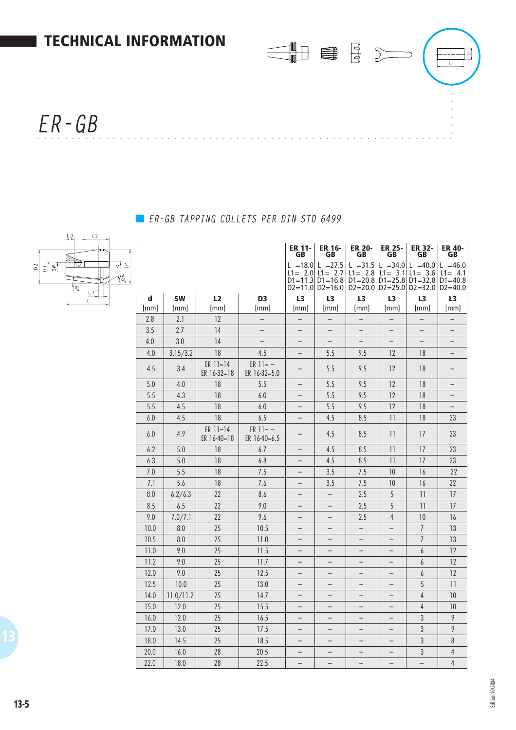# TECHNICAL INFORMATION

## *ER-GB*

### *ER-GB TAPPING COLLETS PER DIN STD 6499*

| | | | | ER 11-GB | ER 16-GB | ER 20-GB | ER 25-GB | ER 32-GB | ER 40-GB |
|---|---|---|---|---|---|---|---|---|---|
| | | | | L =18.0 L1= 2.0 D1=11.3 D2=11.0 | L =27.5 L1= 2.7 D1=16.8 D2=16.0 | L =31.5 L1= 2.8 D1=20.8 D2=20.0 | L =34.0 L1= 3.1 D1=25.8 D2=25.0 | L =40.0 L1= 3.6 D1=32.8 D2=32.0 | L =46.0 L1= 4.1 D1=40.8 D2=40.0 |
| **d** [mm] | **SW** [mm] | **L2** [mm] | **D3** [mm] | **L3** [mm] | **L3** [mm] | **L3** [mm] | **L3** [mm] | **L3** [mm] | **L3** [mm] |
| 2.8 | 2.1 | 12 | – | – | – | – | – | – | – |
| 3.5 | 2.7 | 14 | – | – | – | – | – | – | – |
| 4.0 | 3.0 | 14 | – | – | – | – | – | – | – |
| 4.0 | 3.15/3.2 | 18 | 4.5 | – | 5.5 | 9.5 | 12 | 18 | – |
| 4.5 | 3.4 | ER 11=14 ER 16-32=18 | ER 11= – ER 16-32=5.0 | – | 5.5 | 9.5 | 12 | 18 | – |
| 5.0 | 4.0 | 18 | 5.5 | – | 5.5 | 9.5 | 12 | 18 | – |
| 5.5 | 4.3 | 18 | 6.0 | – | 5.5 | 9.5 | 12 | 18 | – |
| 5.5 | 4.5 | 18 | 6.0 | – | 5.5 | 9.5 | 12 | 18 | – |
| 6.0 | 4.5 | 18 | 6.5 | – | 4.5 | 8.5 | 11 | 18 | 23 |
| 6.0 | 4.9 | ER 11=14 ER 16-40=18 | ER 11= – ER 16-40=6.5 | – | 4.5 | 8.5 | 11 | 17 | 23 |
| 6.2 | 5.0 | 18 | 6.7 | – | 4.5 | 8.5 | 11 | 17 | 23 |
| 6.3 | 5.0 | 18 | 6.8 | – | 4.5 | 8.5 | 11 | 17 | 23 |
| 7.0 | 5.5 | 18 | 7.5 | – | 3.5 | 7.5 | 10 | 16 | 22 |
| 7.1 | 5.6 | 18 | 7.6 | – | 3.5 | 7.5 | 10 | 16 | 22 |
| 8.0 | 6.2/6.3 | 22 | 8.6 | – | – | 2.5 | 5 | 11 | 17 |
| 8.5 | 6.5 | 22 | 9.0 | – | – | 2.5 | 5 | 11 | 17 |
| 9.0 | 7.0/7.1 | 22 | 9.6 | – | – | 2.5 | 4 | 10 | 16 |
| 10.0 | 8.0 | 25 | 10.5 | – | – | – | – | 7 | 13 |
| 10.5 | 8.0 | 25 | 11.0 | – | – | – | – | 7 | 13 |
| 11.0 | 9.0 | 25 | 11.5 | – | – | – | – | 6 | 12 |
| 11.2 | 9.0 | 25 | 11.7 | – | – | – | – | 6 | 12 |
| 12.0 | 9.0 | 25 | 12.5 | – | – | – | – | 6 | 12 |
| 12.5 | 10.0 | 25 | 13.0 | – | – | – | – | 5 | 11 |
| 14.0 | 11.0/11.2 | 25 | 14.7 | – | – | – | – | 4 | 10 |
| 15.0 | 12.0 | 25 | 15.5 | – | – | – | – | 4 | 10 |
| 16.0 | 12.0 | 25 | 16.5 | – | – | – | – | 3 | 9 |
| 17.0 | 13.0 | 25 | 17.5 | – | – | – | – | 3 | 9 |
| 18.0 | 14.5 | 25 | 18.5 | – | – | – | – | 3 | 8 |
| 20.0 | 16.0 | 28 | 20.5 | – | – | – | – | 3 | 4 |
| 22.0 | 18.0 | 28 | 22.5 | – | – | – | – | – | 4 |

Edition 10/2004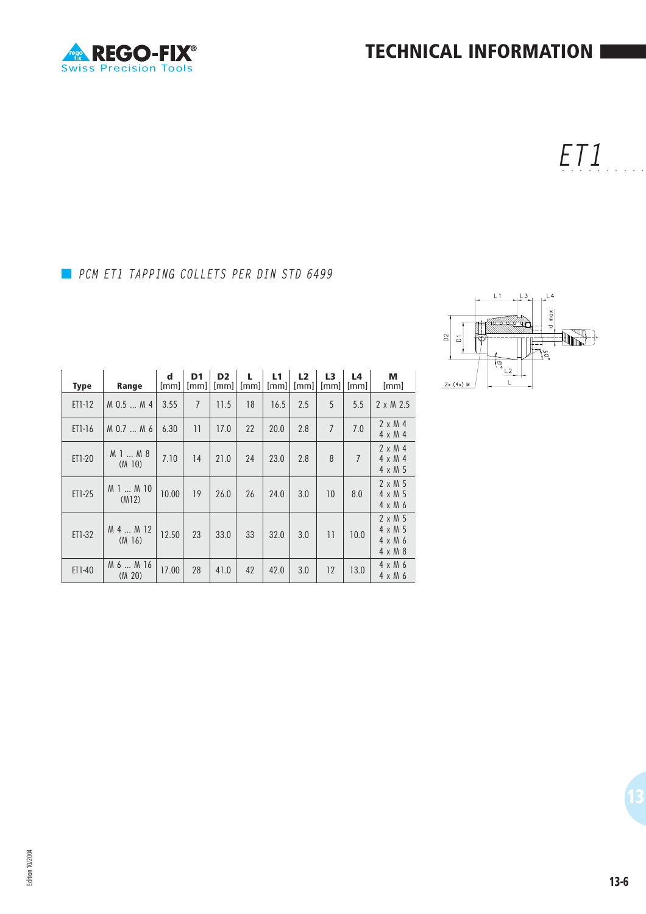# ET1

## PCM ET1 TAPPING COLLETS PER DIN STD 6499

| Type | Range | d [mm] | D1 [mm] | D2 [mm] | L [mm] | L1 [mm] | L2 [mm] | L3 [mm] | L4 [mm] | M [mm] |
|---|---|---|---|---|---|---|---|---|---|---|
| ET1-12 | M 0.5 ... M 4 | 3.55 | 7 | 11.5 | 18 | 16.5 | 2.5 | 5 | 5.5 | 2 x M 2.5 |
| ET1-16 | M 0.7 ... M 6 | 6.30 | 11 | 17.0 | 22 | 20.0 | 2.8 | 7 | 7.0 | 2 x M 4<br>4 x M 4 |
| ET1-20 | M 1 ... M 8 (M 10) | 7.10 | 14 | 21.0 | 24 | 23.0 | 2.8 | 8 | 7 | 2 x M 4<br>4 x M 4<br>4 x M 5 |
| ET1-25 | M 1 ... M 10 (M12) | 10.00 | 19 | 26.0 | 26 | 24.0 | 3.0 | 10 | 8.0 | 2 x M 5<br>4 x M 5<br>4 x M 6 |
| ET1-32 | M 4 ... M 12 (M 16) | 12.50 | 23 | 33.0 | 33 | 32.0 | 3.0 | 11 | 10.0 | 2 x M 5<br>4 x M 5<br>4 x M 6<br>4 x M 8 |
| ET1-40 | M 6 ... M 16 (M 20) | 17.00 | 28 | 41.0 | 42 | 42.0 | 3.0 | 12 | 13.0 | 4 x M 6<br>4 x M 6 |

Edition 10/2004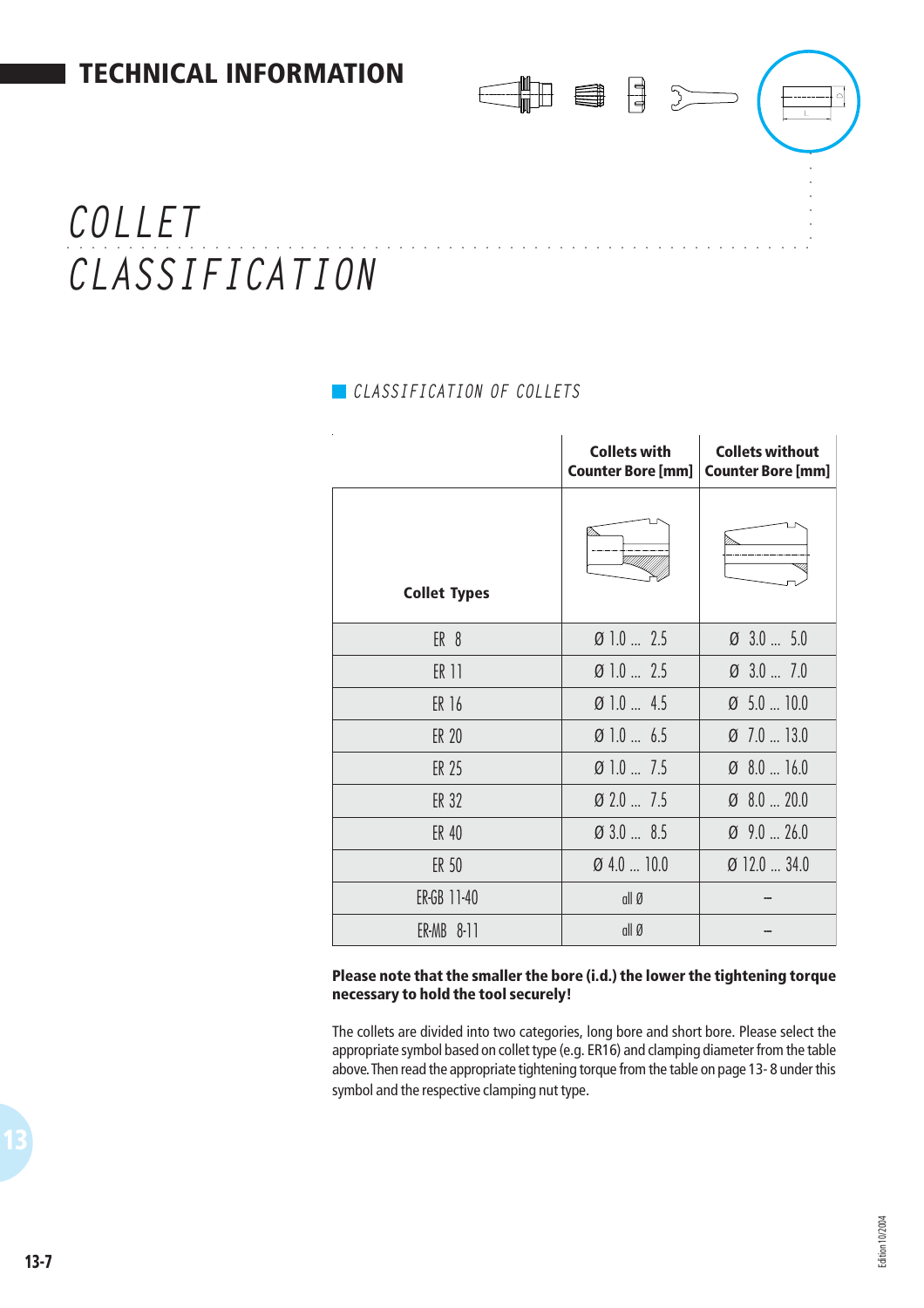# TECHNICAL INFORMATION

# COLLET CLASSIFICATION

## CLASSIFICATION OF COLLETS

| Collet Types | Collets with Counter Bore [mm] | Collets without Counter Bore [mm] |
|---|---|---|
| ER 8 | Ø 1.0 ... 2.5 | Ø 3.0 ... 5.0 |
| ER 11 | Ø 1.0 ... 2.5 | Ø 3.0 ... 7.0 |
| ER 16 | Ø 1.0 ... 4.5 | Ø 5.0 ... 10.0 |
| ER 20 | Ø 1.0 ... 6.5 | Ø 7.0 ... 13.0 |
| ER 25 | Ø 1.0 ... 7.5 | Ø 8.0 ... 16.0 |
| ER 32 | Ø 2.0 ... 7.5 | Ø 8.0 ... 20.0 |
| ER 40 | Ø 3.0 ... 8.5 | Ø 9.0 ... 26.0 |
| ER 50 | Ø 4.0 ... 10.0 | Ø 12.0 ... 34.0 |
| ER-GB 11-40 | all Ø | – |
| ER-MB 8-11 | all Ø | – |

**Please note that the smaller the bore (i.d.) the lower the tightening torque necessary to hold the tool securely!**

The collets are divided into two categories, long bore and short bore. Please select the appropriate symbol based on collet type (e.g. ER16) and clamping diameter from the table above. Then read the appropriate tightening torque from the table on page 13- 8 under this symbol and the respective clamping nut type.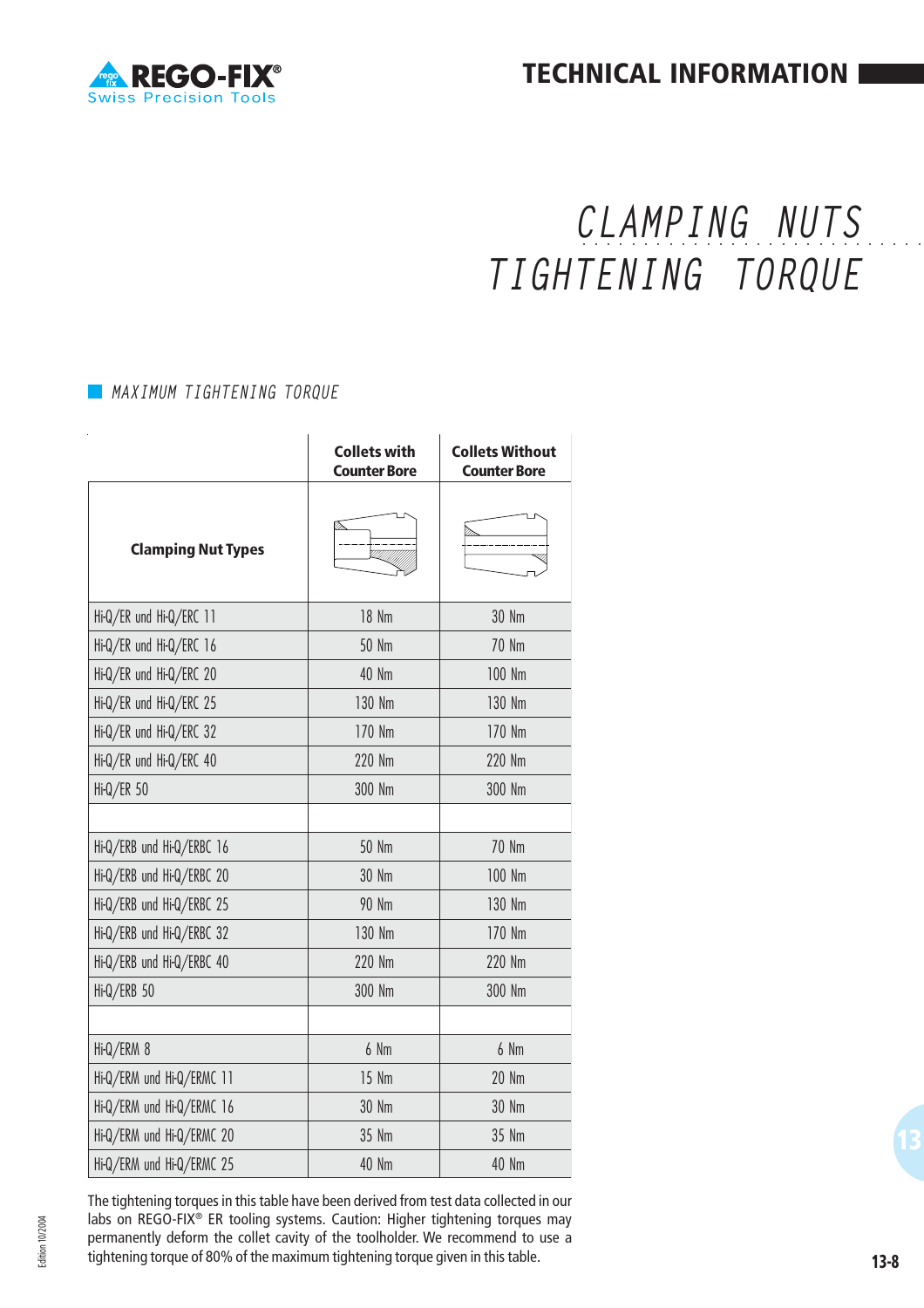# CLAMPING NUTS TIGHTENING TORQUE

## MAXIMUM TIGHTENING TORQUE

| Clamping Nut Types | Collets with Counter Bore | Collets Without Counter Bore |
|---|---|---|
| Hi-Q/ER und Hi-Q/ERC 11 | 18 Nm | 30 Nm |
| Hi-Q/ER und Hi-Q/ERC 16 | 50 Nm | 70 Nm |
| Hi-Q/ER und Hi-Q/ERC 20 | 40 Nm | 100 Nm |
| Hi-Q/ER und Hi-Q/ERC 25 | 130 Nm | 130 Nm |
| Hi-Q/ER und Hi-Q/ERC 32 | 170 Nm | 170 Nm |
| Hi-Q/ER und Hi-Q/ERC 40 | 220 Nm | 220 Nm |
| Hi-Q/ER 50 | 300 Nm | 300 Nm |
| | | |
| Hi-Q/ERB und Hi-Q/ERBC 16 | 50 Nm | 70 Nm |
| Hi-Q/ERB und Hi-Q/ERBC 20 | 30 Nm | 100 Nm |
| Hi-Q/ERB und Hi-Q/ERBC 25 | 90 Nm | 130 Nm |
| Hi-Q/ERB und Hi-Q/ERBC 32 | 130 Nm | 170 Nm |
| Hi-Q/ERB und Hi-Q/ERBC 40 | 220 Nm | 220 Nm |
| Hi-Q/ERB 50 | 300 Nm | 300 Nm |
| | | |
| Hi-Q/ERM 8 | 6 Nm | 6 Nm |
| Hi-Q/ERM und Hi-Q/ERMC 11 | 15 Nm | 20 Nm |
| Hi-Q/ERM und Hi-Q/ERMC 16 | 30 Nm | 30 Nm |
| Hi-Q/ERM und Hi-Q/ERMC 20 | 35 Nm | 35 Nm |
| Hi-Q/ERM und Hi-Q/ERMC 25 | 40 Nm | 40 Nm |

The tightening torques in this table have been derived from test data collected in our labs on REGO-FIX® ER tooling systems. Caution: Higher tightening torques may permanently deform the collet cavity of the toolholder. We recommend to use a tightening torque of 80% of the maximum tightening torque given in this table.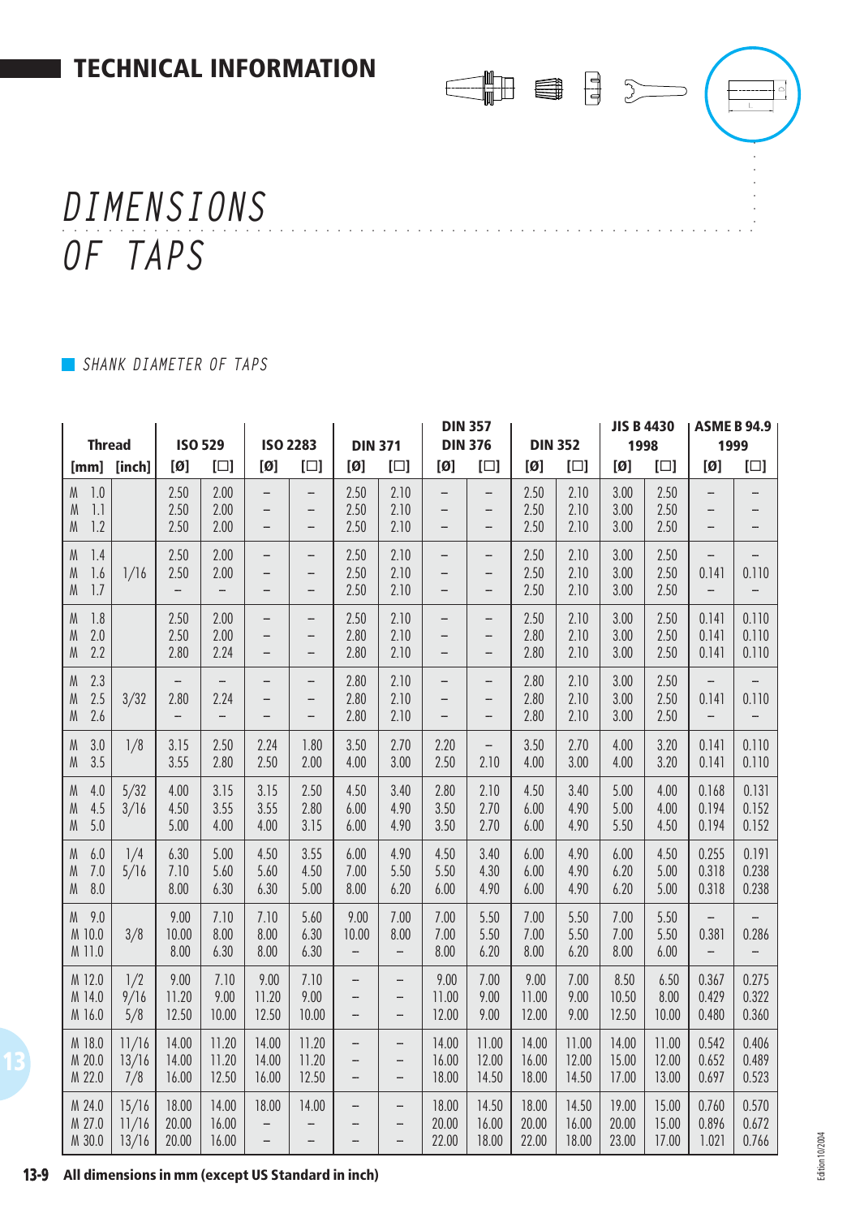# TECHNICAL INFORMATION

# DIMENSIONS OF TAPS

## SHANK DIAMETER OF TAPS

| Thread | | ISO 529 | | ISO 2283 | | DIN 371 | | DIN 357 DIN 376 | | DIN 352 | | JIS B 4430 1998 | | ASME B 94.9 1999 | |
|---|---|---|---|---|---|---|---|---|---|---|---|---|---|---|---|
| [mm] | [inch] | [Ø] | [□] | [Ø] | [□] | [Ø] | [□] | [Ø] | [□] | [Ø] | [□] | [Ø] | [□] | [Ø] | [□] |
| M 1.0 | | 2.50 | 2.00 | – | – | 2.50 | 2.10 | – | – | 2.50 | 2.10 | 3.00 | 2.50 | – | – |
| M 1.1 | | 2.50 | 2.00 | – | – | 2.50 | 2.10 | – | – | 2.50 | 2.10 | 3.00 | 2.50 | – | – |
| M 1.2 | | 2.50 | 2.00 | – | – | 2.50 | 2.10 | – | – | 2.50 | 2.10 | 3.00 | 2.50 | – | – |
| M 1.4 | | 2.50 | 2.00 | – | – | 2.50 | 2.10 | – | – | 2.50 | 2.10 | 3.00 | 2.50 | – | – |
| M 1.6 | 1/16 | 2.50 | 2.00 | – | – | 2.50 | 2.10 | – | – | 2.50 | 2.10 | 3.00 | 2.50 | 0.141 | 0.110 |
| M 1.7 | | – | – | – | – | 2.50 | 2.10 | – | – | 2.50 | 2.10 | 3.00 | 2.50 | – | – |
| M 1.8 | | 2.50 | 2.00 | – | – | 2.50 | 2.10 | – | – | 2.50 | 2.10 | 3.00 | 2.50 | 0.141 | 0.110 |
| M 2.0 | | 2.50 | 2.00 | – | – | 2.80 | 2.10 | – | – | 2.80 | 2.10 | 3.00 | 2.50 | 0.141 | 0.110 |
| M 2.2 | | 2.80 | 2.24 | – | – | 2.80 | 2.10 | – | – | 2.80 | 2.10 | 3.00 | 2.50 | 0.141 | 0.110 |
| M 2.3 | | – | – | – | – | 2.80 | 2.10 | – | – | 2.80 | 2.10 | 3.00 | 2.50 | – | – |
| M 2.5 | 3/32 | 2.80 | 2.24 | – | – | 2.80 | 2.10 | – | – | 2.80 | 2.10 | 3.00 | 2.50 | 0.141 | 0.110 |
| M 2.6 | | – | – | – | – | 2.80 | 2.10 | – | – | 2.80 | 2.10 | 3.00 | 2.50 | – | – |
| M 3.0 | 1/8 | 3.15 | 2.50 | 2.24 | 1.80 | 3.50 | 2.70 | 2.20 | – | 3.50 | 2.70 | 4.00 | 3.20 | 0.141 | 0.110 |
| M 3.5 | | 3.55 | 2.80 | 2.50 | 2.00 | 4.00 | 3.00 | 2.50 | 2.10 | 4.00 | 3.00 | 4.00 | 3.20 | 0.141 | 0.110 |
| M 4.0 | 5/32 | 4.00 | 3.15 | 3.15 | 2.50 | 4.50 | 3.40 | 2.80 | 2.10 | 4.50 | 3.40 | 5.00 | 4.00 | 0.168 | 0.131 |
| M 4.5 | 3/16 | 4.50 | 3.55 | 3.55 | 2.80 | 6.00 | 4.90 | 3.50 | 2.70 | 6.00 | 4.90 | 5.00 | 4.00 | 0.194 | 0.152 |
| M 5.0 | | 5.00 | 4.00 | 4.00 | 3.15 | 6.00 | 4.90 | 3.50 | 2.70 | 6.00 | 4.90 | 5.50 | 4.50 | 0.194 | 0.152 |
| M 6.0 | 1/4 | 6.30 | 5.00 | 4.50 | 3.55 | 6.00 | 4.90 | 4.50 | 3.40 | 6.00 | 4.90 | 6.00 | 4.50 | 0.255 | 0.191 |
| M 7.0 | 5/16 | 7.10 | 5.60 | 5.60 | 4.50 | 7.00 | 5.50 | 5.50 | 4.30 | 6.00 | 4.90 | 6.20 | 5.00 | 0.318 | 0.238 |
| M 8.0 | | 8.00 | 6.30 | 6.30 | 5.00 | 8.00 | 6.20 | 6.00 | 4.90 | 6.00 | 4.90 | 6.20 | 5.00 | 0.318 | 0.238 |
| M 9.0 | | 9.00 | 7.10 | 7.10 | 5.60 | 9.00 | 7.00 | 7.00 | 5.50 | 7.00 | 5.50 | 7.00 | 5.50 | – | – |
| M 10.0 | 3/8 | 10.00 | 8.00 | 8.00 | 6.30 | 10.00 | 8.00 | 7.00 | 5.50 | 7.00 | 5.50 | 7.00 | 5.50 | 0.381 | 0.286 |
| M 11.0 | | 8.00 | 6.30 | 8.00 | 6.30 | – | – | 8.00 | 6.20 | 8.00 | 6.20 | 8.00 | 6.00 | – | – |
| M 12.0 | 1/2 | 9.00 | 7.10 | 9.00 | 7.10 | – | – | 9.00 | 7.00 | 9.00 | 7.00 | 8.50 | 6.50 | 0.367 | 0.275 |
| M 14.0 | 9/16 | 11.20 | 9.00 | 11.20 | 9.00 | – | – | 11.00 | 9.00 | 11.00 | 9.00 | 10.50 | 8.00 | 0.429 | 0.322 |
| M 16.0 | 5/8 | 12.50 | 10.00 | 12.50 | 10.00 | – | – | 12.00 | 9.00 | 12.00 | 9.00 | 12.50 | 10.00 | 0.480 | 0.360 |
| M 18.0 | 11/16 | 14.00 | 11.20 | 14.00 | 11.20 | – | – | 14.00 | 11.00 | 14.00 | 11.00 | 14.00 | 11.00 | 0.542 | 0.406 |
| M 20.0 | 13/16 | 14.00 | 11.20 | 14.00 | 11.20 | – | – | 16.00 | 12.00 | 16.00 | 12.00 | 15.00 | 12.00 | 0.652 | 0.489 |
| M 22.0 | 7/8 | 16.00 | 12.50 | 16.00 | 12.50 | – | – | 18.00 | 14.50 | 18.00 | 14.50 | 17.00 | 13.00 | 0.697 | 0.523 |
| M 24.0 | 15/16 | 18.00 | 14.00 | 18.00 | 14.00 | – | – | 18.00 | 14.50 | 18.00 | 14.50 | 19.00 | 15.00 | 0.760 | 0.570 |
| M 27.0 | 11/16 | 20.00 | 16.00 | – | – | – | – | 20.00 | 16.00 | 20.00 | 16.00 | 20.00 | 15.00 | 0.896 | 0.672 |
| M 30.0 | 13/16 | 20.00 | 16.00 | – | – | – | – | 22.00 | 18.00 | 22.00 | 18.00 | 23.00 | 17.00 | 1.021 | 0.766 |

**All dimensions in mm (except US Standard in inch)**